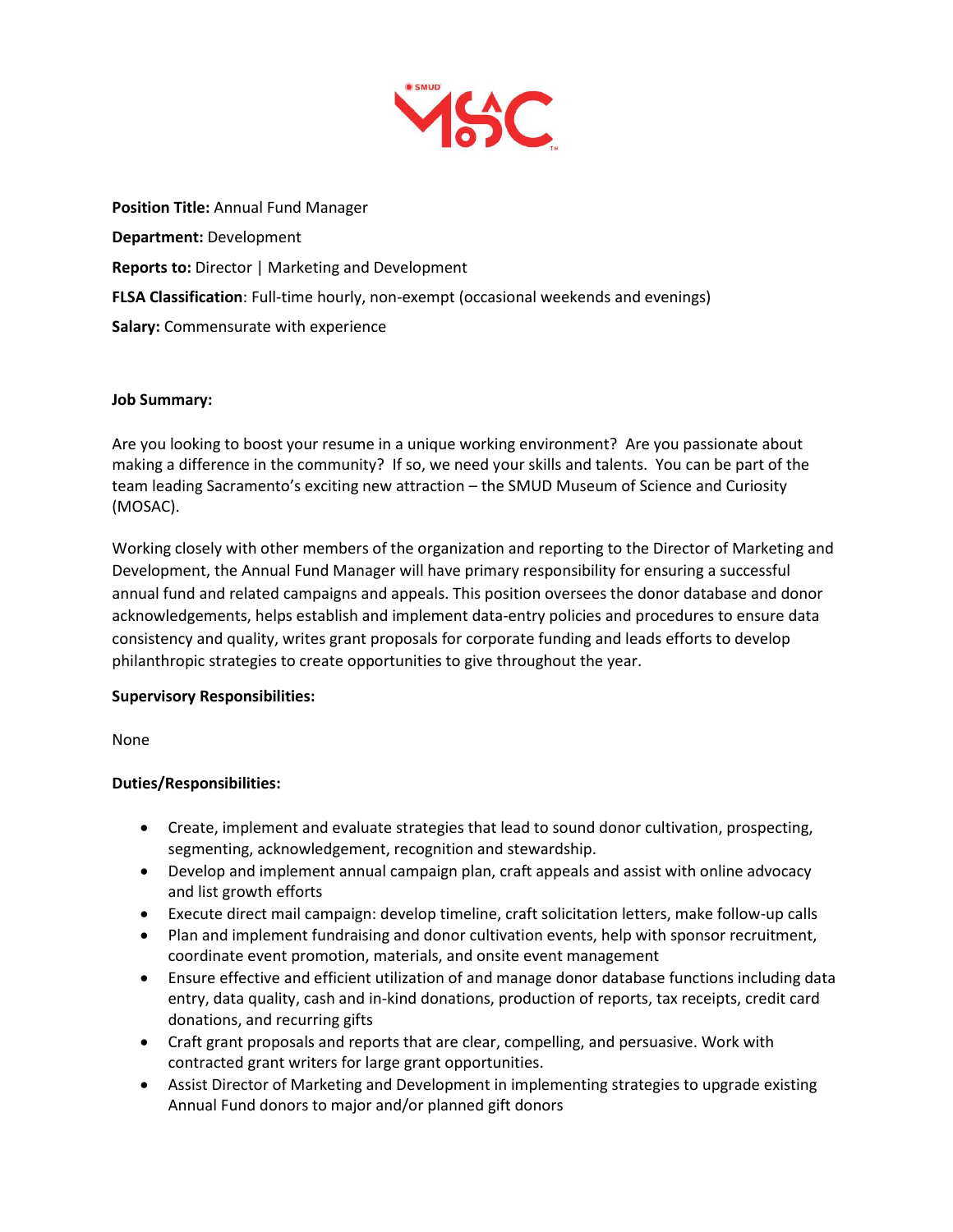**Position Title:** Annual Fund Manager

**Department:** Development

**Reports to:** Director | Marketing and Development

**FLSA Classification**: Full-time hourly, non-exempt (occasional weekends and evenings)

**Salary:** Commensurate with experience

**Job Summary:**

Are you looking to boost your resume in a unique working environment? Are you passionate about making a difference in the community? If so, we need your skills and talents. You can be part of the team leading Sacramento's exciting new attraction – the SMUD Museum of Science and Curiosity (MOSAC).

Working closely with other members of the organization and reporting to the Director of Marketing and Development, the Annual Fund Manager will have primary responsibility for ensuring a successful annual fund and related campaigns and appeals. This position oversees the donor database and donor acknowledgements, helps establish and implement data-entry policies and procedures to ensure data consistency and quality, writes grant proposals for corporate funding and leads efforts to develop philanthropic strategies to create opportunities to give throughout the year.

**Supervisory Responsibilities:**

None

**Duties/Responsibilities:**

- Create, implement and evaluate strategies that lead to sound donor cultivation, prospecting, segmenting, acknowledgement, recognition and stewardship.
- Develop and implement annual campaign plan, craft appeals and assist with online advocacy and list growth efforts
- Execute direct mail campaign: develop timeline, craft solicitation letters, make follow-up calls
- Plan and implement fundraising and donor cultivation events, help with sponsor recruitment, coordinate event promotion, materials, and onsite event management
- Ensure effective and efficient utilization of and manage donor database functions including data entry, data quality, cash and in-kind donations, production of reports, tax receipts, credit card donations, and recurring gifts
- Craft grant proposals and reports that are clear, compelling, and persuasive. Work with contracted grant writers for large grant opportunities.
- Assist Director of Marketing and Development in implementing strategies to upgrade existing Annual Fund donors to major and/or planned gift donors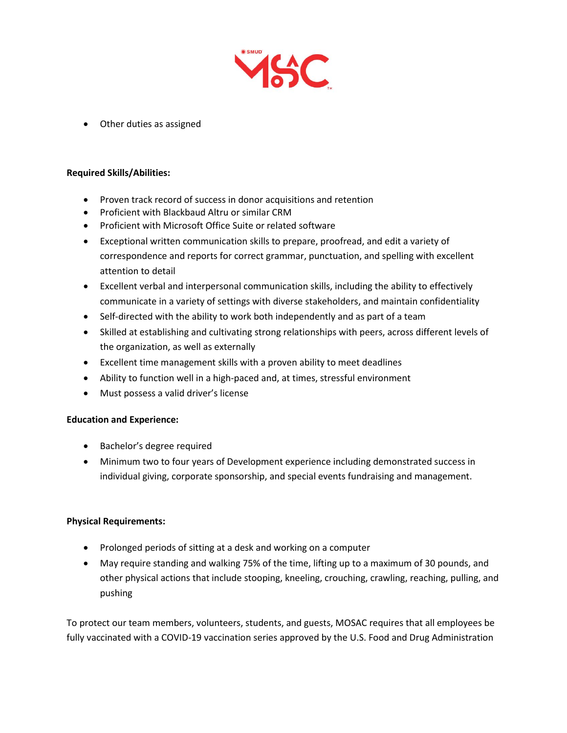- Other duties as assigned

**Required Skills/Abilities:**

- Proven track record of success in donor acquisitions and retention
- Proficient with Blackbaud Altru or similar CRM
- Proficient with Microsoft Office Suite or related software
- Exceptional written communication skills to prepare, proofread, and edit a variety of correspondence and reports for correct grammar, punctuation, and spelling with excellent attention to detail
- Excellent verbal and interpersonal communication skills, including the ability to effectively communicate in a variety of settings with diverse stakeholders, and maintain confidentiality
- Self-directed with the ability to work both independently and as part of a team
- Skilled at establishing and cultivating strong relationships with peers, across different levels of the organization, as well as externally
- Excellent time management skills with a proven ability to meet deadlines
- Ability to function well in a high-paced and, at times, stressful environment
- Must possess a valid driver's license

**Education and Experience:**

- Bachelor's degree required
- Minimum two to four years of Development experience including demonstrated success in individual giving, corporate sponsorship, and special events fundraising and management.

**Physical Requirements:**

- Prolonged periods of sitting at a desk and working on a computer
- May require standing and walking 75% of the time, lifting up to a maximum of 30 pounds, and other physical actions that include stooping, kneeling, crouching, crawling, reaching, pulling, and pushing

To protect our team members, volunteers, students, and guests, MOSAC requires that all employees be fully vaccinated with a COVID-19 vaccination series approved by the U.S. Food and Drug Administration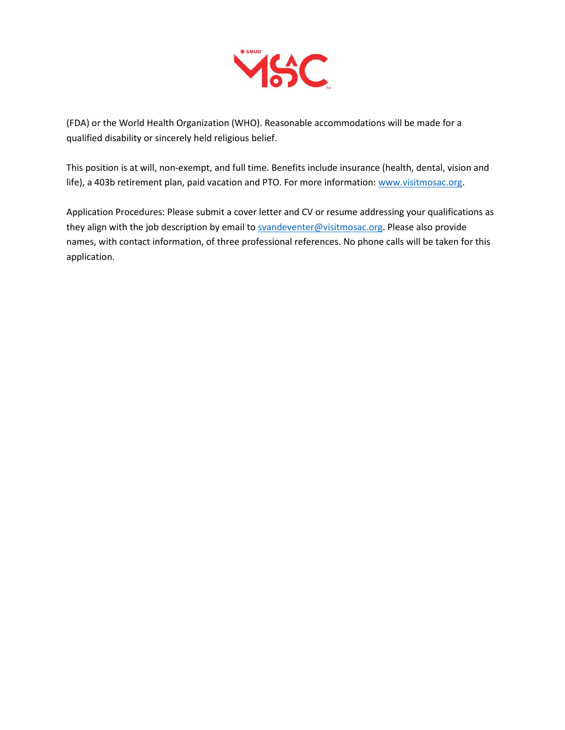(FDA) or the World Health Organization (WHO). Reasonable accommodations will be made for a qualified disability or sincerely held religious belief.

This position is at will, non-exempt, and full time. Benefits include insurance (health, dental, vision and life), a 403b retirement plan, paid vacation and PTO. For more information: www.visitmosac.org.

Application Procedures: Please submit a cover letter and CV or resume addressing your qualifications as they align with the job description by email to svandeventer@visitmosac.org. Please also provide names, with contact information, of three professional references. No phone calls will be taken for this application.